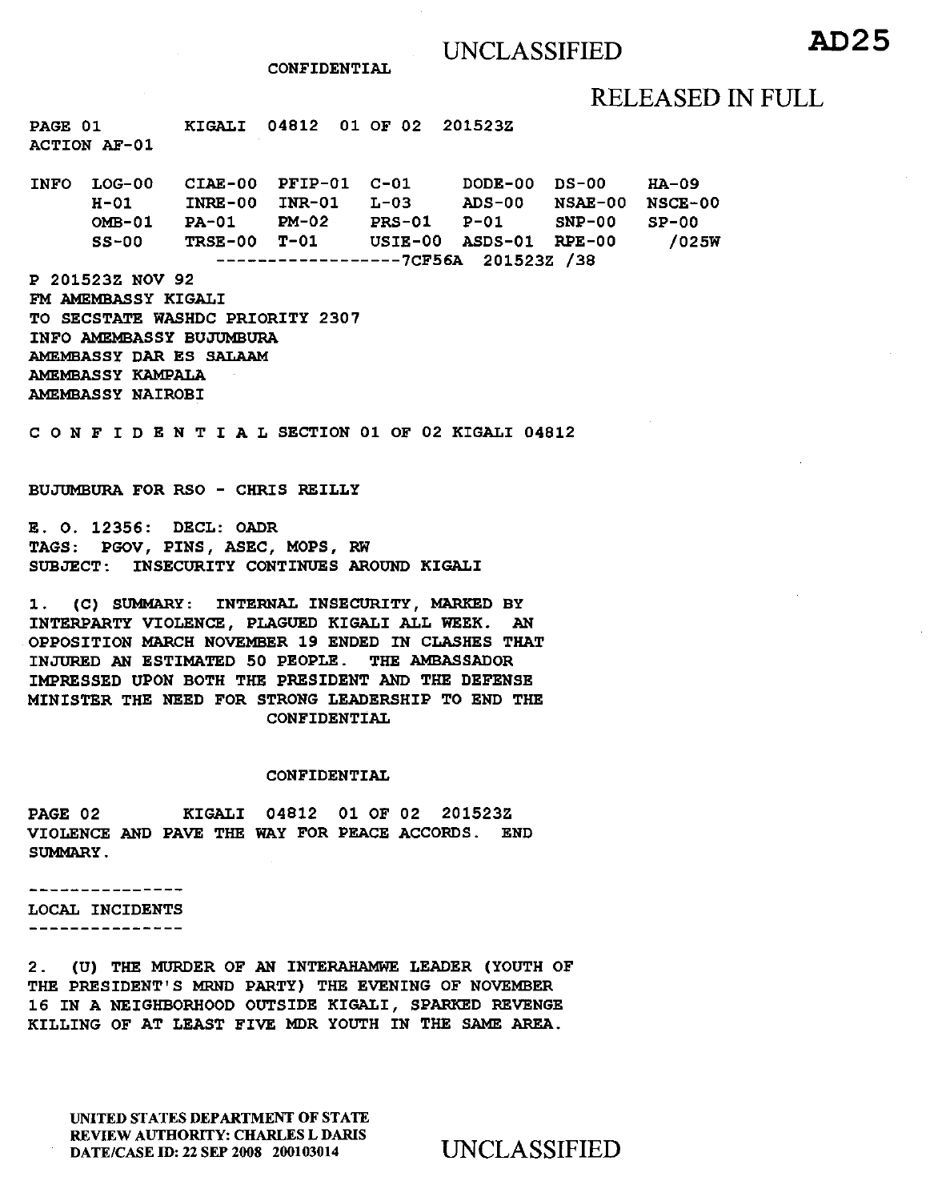UNCLASSIFIED

CONFIDENTIAL

AD25

RELEASED IN FULL

PAGE 01 KIGALI 04812 01 OF 02 201523Z
ACTION AF-01

```
INFO  LOG-00   CIAE-00  PFIP-01  C-01     DODE-00  DS-00    HA-09
      H-01     INRE-00  INR-01   L-03     ADS-00   NSAE-00  NSCE-00
      OMB-01   PA-01    PM-02    PRS-01   P-01     SNP-00   SP-00
      SS-00    TRSE-00  T-01     USIE-00  ASDS-01  RPE-00     /025W
                  ------------------7CF56A  201523Z /38
```

P 201523Z NOV 92
FM AMEMBASSY KIGALI
TO SECSTATE WASHDC PRIORITY 2307
INFO AMEMBASSY BUJUMBURA
AMEMBASSY DAR ES SALAAM
AMEMBASSY KAMPALA
AMEMBASSY NAIROBI

C O N F I D E N T I A L SECTION 01 OF 02 KIGALI 04812

BUJUMBURA FOR RSO - CHRIS REILLY

E. O. 12356: DECL: OADR
TAGS: PGOV, PINS, ASEC, MOPS, RW
SUBJECT: INSECURITY CONTINUES AROUND KIGALI

1. (C) SUMMARY: INTERNAL INSECURITY, MARKED BY INTERPARTY VIOLENCE, PLAGUED KIGALI ALL WEEK. AN OPPOSITION MARCH NOVEMBER 19 ENDED IN CLASHES THAT INJURED AN ESTIMATED 50 PEOPLE. THE AMBASSADOR IMPRESSED UPON BOTH THE PRESIDENT AND THE DEFENSE MINISTER THE NEED FOR STRONG LEADERSHIP TO END THE VIOLENCE AND PAVE THE WAY FOR PEACE ACCORDS. END SUMMARY.

---------------
LOCAL INCIDENTS
---------------

2. (U) THE MURDER OF AN INTERAHAMWE LEADER (YOUTH OF THE PRESIDENT'S MRND PARTY) THE EVENING OF NOVEMBER 16 IN A NEIGHBORHOOD OUTSIDE KIGALI, SPARKED REVENGE KILLING OF AT LEAST FIVE MDR YOUTH IN THE SAME AREA.

UNITED STATES DEPARTMENT OF STATE
REVIEW AUTHORITY: CHARLES L DARIS
DATE/CASE ID: 22 SEP 2008 200103014

UNCLASSIFIED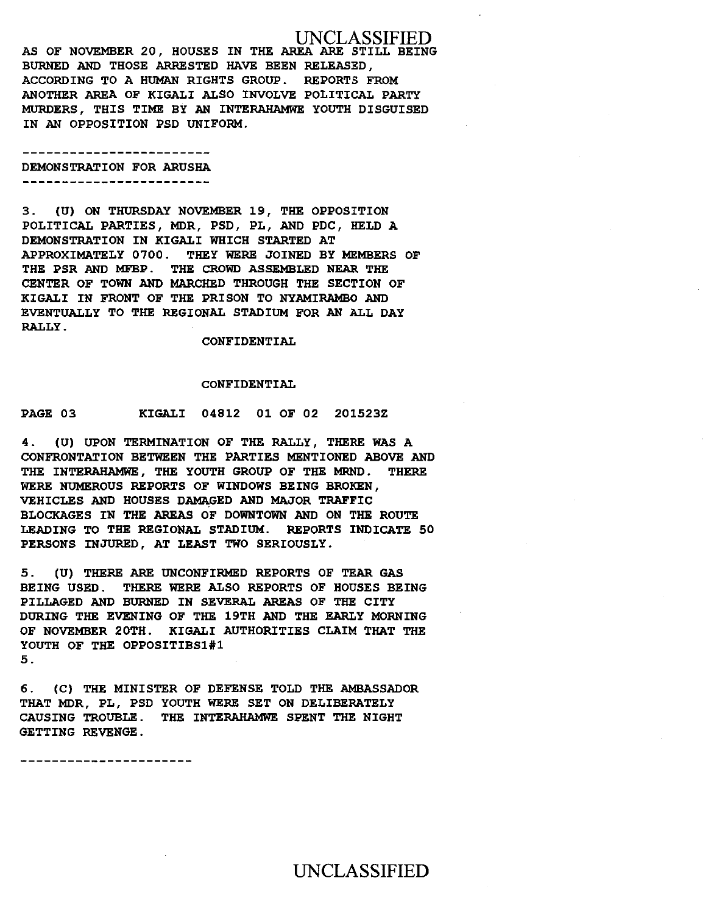AS OF NOVEMBER 20, HOUSES IN THE AREA ARE STILL BEING BURNED AND THOSE ARRESTED HAVE BEEN RELEASED, ACCORDING TO A HUMAN RIGHTS GROUP. REPORTS FROM ANOTHER AREA OF KIGALI ALSO INVOLVE POLITICAL PARTY MURDERS, THIS TIME BY AN INTERAHAMWE YOUTH DISGUISED IN AN OPPOSITION PSD UNIFORM.

------------------------
DEMONSTRATION FOR ARUSHA
------------------------

3. (U) ON THURSDAY NOVEMBER 19, THE OPPOSITION POLITICAL PARTIES, MDR, PSD, PL, AND PDC, HELD A DEMONSTRATION IN KIGALI WHICH STARTED AT APPROXIMATELY 0700. THEY WERE JOINED BY MEMBERS OF THE PSR AND MFBP. THE CROWD ASSEMBLED NEAR THE CENTER OF TOWN AND MARCHED THROUGH THE SECTION OF KIGALI IN FRONT OF THE PRISON TO NYAMIRAMBO AND EVENTUALLY TO THE REGIONAL STADIUM FOR AN ALL DAY RALLY.

CONFIDENTIAL

CONFIDENTIAL

PAGE 03 KIGALI 04812 01 OF 02 201523Z

4. (U) UPON TERMINATION OF THE RALLY, THERE WAS A CONFRONTATION BETWEEN THE PARTIES MENTIONED ABOVE AND THE INTERAHAMWE, THE YOUTH GROUP OF THE MRND. THERE WERE NUMEROUS REPORTS OF WINDOWS BEING BROKEN, VEHICLES AND HOUSES DAMAGED AND MAJOR TRAFFIC BLOCKAGES IN THE AREAS OF DOWNTOWN AND ON THE ROUTE LEADING TO THE REGIONAL STADIUM. REPORTS INDICATE 50 PERSONS INJURED, AT LEAST TWO SERIOUSLY.

5. (U) THERE ARE UNCONFIRMED REPORTS OF TEAR GAS BEING USED. THERE WERE ALSO REPORTS OF HOUSES BEING PILLAGED AND BURNED IN SEVERAL AREAS OF THE CITY DURING THE EVENING OF THE 19TH AND THE EARLY MORNING OF NOVEMBER 20TH. KIGALI AUTHORITIES CLAIM THAT THE YOUTH OF THE OPPOSITIBS1#1
5.

6. (C) THE MINISTER OF DEFENSE TOLD THE AMBASSADOR THAT MDR, PL, PSD YOUTH WERE SET ON DELIBERATELY CAUSING TROUBLE. THE INTERAHAMWE SPENT THE NIGHT GETTING REVENGE.

----------------------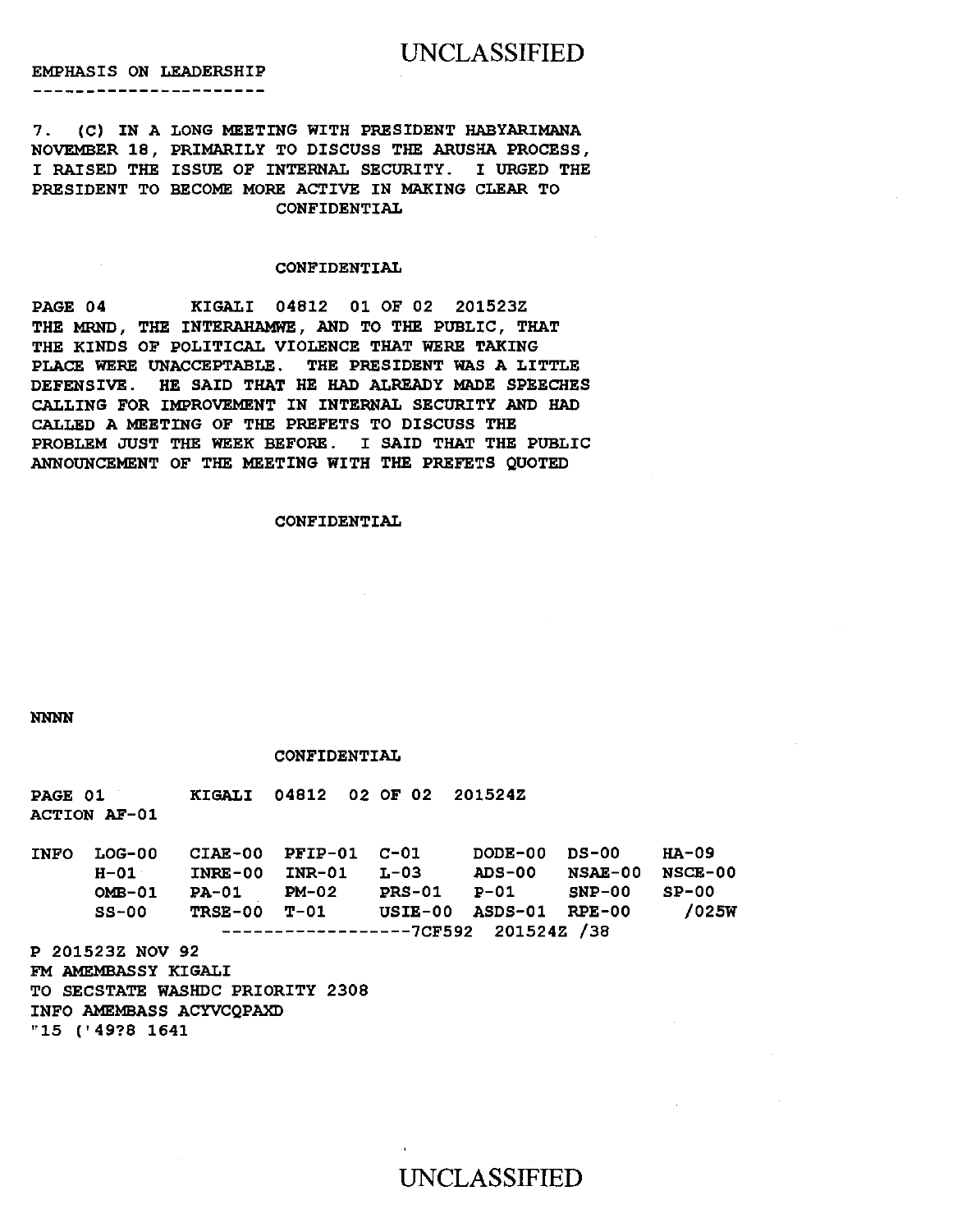EMPHASIS ON LEADERSHIP
----------------------

7. (C) IN A LONG MEETING WITH PRESIDENT HABYARIMANA NOVEMBER 18, PRIMARILY TO DISCUSS THE ARUSHA PROCESS, I RAISED THE ISSUE OF INTERNAL SECURITY. I URGED THE PRESIDENT TO BECOME MORE ACTIVE IN MAKING CLEAR TO

CONFIDENTIAL

CONFIDENTIAL

PAGE 04 KIGALI 04812 01 OF 02 201523Z

THE MRND, THE INTERAHAMWE, AND TO THE PUBLIC, THAT THE KINDS OF POLITICAL VIOLENCE THAT WERE TAKING PLACE WERE UNACCEPTABLE. THE PRESIDENT WAS A LITTLE DEFENSIVE. HE SAID THAT HE HAD ALREADY MADE SPEECHES CALLING FOR IMPROVEMENT IN INTERNAL SECURITY AND HAD CALLED A MEETING OF THE PREFETS TO DISCUSS THE PROBLEM JUST THE WEEK BEFORE. I SAID THAT THE PUBLIC ANNOUNCEMENT OF THE MEETING WITH THE PREFETS QUOTED

CONFIDENTIAL

NNNN

CONFIDENTIAL

PAGE 01 KIGALI 04812 02 OF 02 201524Z
ACTION AF-01

```
INFO  LOG-00   CIAE-00  PFIP-01  C-01     DODE-00  DS-00    HA-09
      H-01     INRE-00  INR-01   L-03     ADS-00   NSAE-00  NSCE-00
      OMB-01   PA-01    PM-02    PRS-01   P-01     SNP-00   SP-00
      SS-00    TRSE-00  T-01     USIE-00  ASDS-01  RPE-00   /025W
                  ------------------7CF592  201524Z /38
```

P 201523Z NOV 92
FM AMEMBASSY KIGALI
TO SECSTATE WASHDC PRIORITY 2308
INFO AMEMBASS ACYVCQPAXD
"15 ('49?8 1641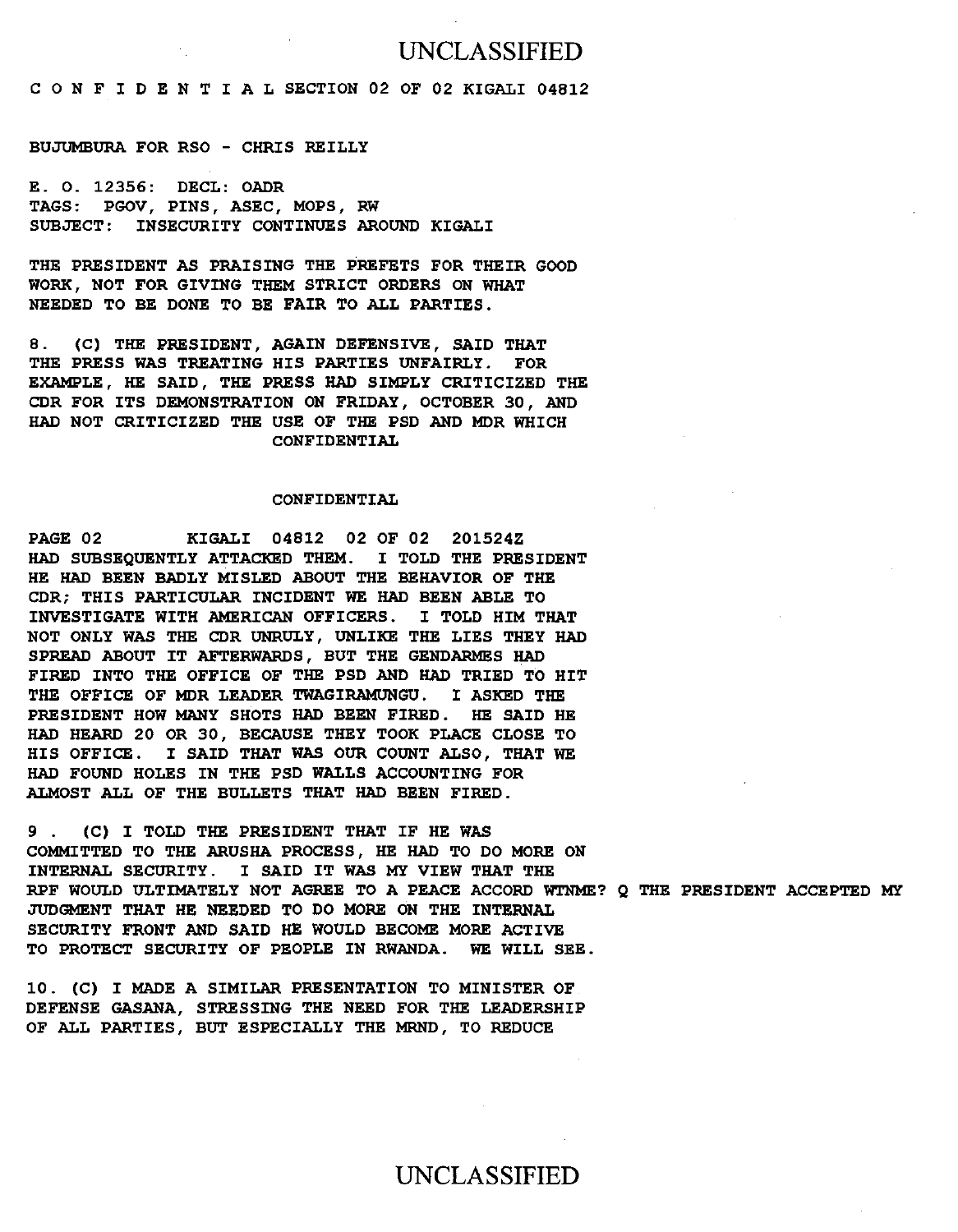C O N F I D E N T I A L SECTION 02 OF 02 KIGALI 04812

BUJUMBURA FOR RSO - CHRIS REILLY

E. O. 12356: DECL: OADR
TAGS: PGOV, PINS, ASEC, MOPS, RW
SUBJECT: INSECURITY CONTINUES AROUND KIGALI

THE PRESIDENT AS PRAISING THE PREFETS FOR THEIR GOOD WORK, NOT FOR GIVING THEM STRICT ORDERS ON WHAT NEEDED TO BE DONE TO BE FAIR TO ALL PARTIES.

8. (C) THE PRESIDENT, AGAIN DEFENSIVE, SAID THAT THE PRESS WAS TREATING HIS PARTIES UNFAIRLY. FOR EXAMPLE, HE SAID, THE PRESS HAD SIMPLY CRITICIZED THE CDR FOR ITS DEMONSTRATION ON FRIDAY, OCTOBER 30, AND HAD NOT CRITICIZED THE USE OF THE PSD AND MDR WHICH

CONFIDENTIAL

CONFIDENTIAL

PAGE 02 KIGALI 04812 02 OF 02 201524Z

HAD SUBSEQUENTLY ATTACKED THEM. I TOLD THE PRESIDENT HE HAD BEEN BADLY MISLED ABOUT THE BEHAVIOR OF THE CDR; THIS PARTICULAR INCIDENT WE HAD BEEN ABLE TO INVESTIGATE WITH AMERICAN OFFICERS. I TOLD HIM THAT NOT ONLY WAS THE CDR UNRULY, UNLIKE THE LIES THEY HAD SPREAD ABOUT IT AFTERWARDS, BUT THE GENDARMES HAD FIRED INTO THE OFFICE OF THE PSD AND HAD TRIED TO HIT THE OFFICE OF MDR LEADER TWAGIRAMUNGU. I ASKED THE PRESIDENT HOW MANY SHOTS HAD BEEN FIRED. HE SAID HE HAD HEARD 20 OR 30, BECAUSE THEY TOOK PLACE CLOSE TO HIS OFFICE. I SAID THAT WAS OUR COUNT ALSO, THAT WE HAD FOUND HOLES IN THE PSD WALLS ACCOUNTING FOR ALMOST ALL OF THE BULLETS THAT HAD BEEN FIRED.

9 . (C) I TOLD THE PRESIDENT THAT IF HE WAS COMMITTED TO THE ARUSHA PROCESS, HE HAD TO DO MORE ON INTERNAL SECURITY. I SAID IT WAS MY VIEW THAT THE RPF WOULD ULTIMATELY NOT AGREE TO A PEACE ACCORD WTNME? Q THE PRESIDENT ACCEPTED MY JUDGMENT THAT HE NEEDED TO DO MORE ON THE INTERNAL SECURITY FRONT AND SAID HE WOULD BECOME MORE ACTIVE TO PROTECT SECURITY OF PEOPLE IN RWANDA. WE WILL SEE.

10. (C) I MADE A SIMILAR PRESENTATION TO MINISTER OF DEFENSE GASANA, STRESSING THE NEED FOR THE LEADERSHIP OF ALL PARTIES, BUT ESPECIALLY THE MRND, TO REDUCE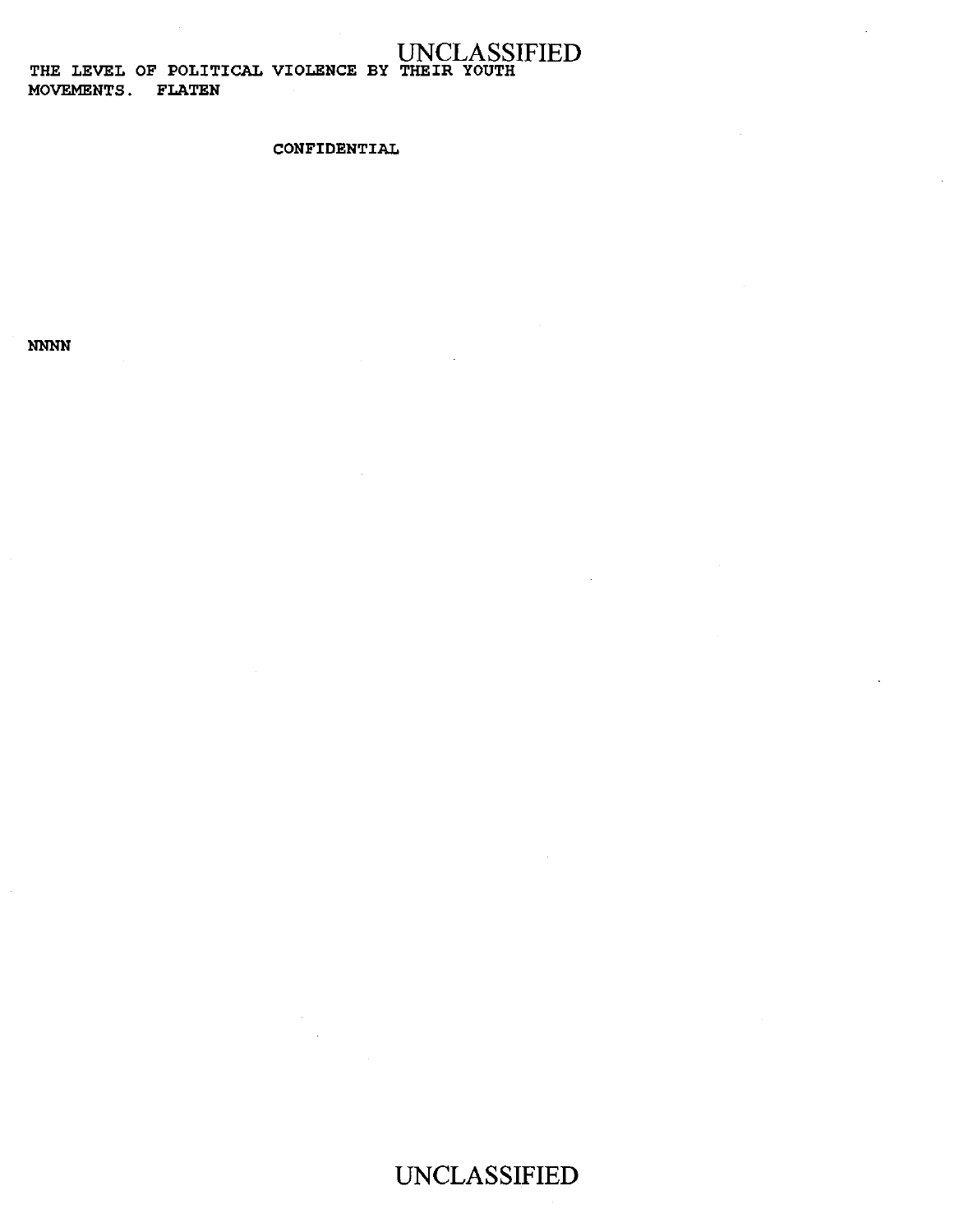THE LEVEL OF POLITICAL VIOLENCE BY THEIR YOUTH MOVEMENTS. FLATEN

CONFIDENTIAL

NNNN